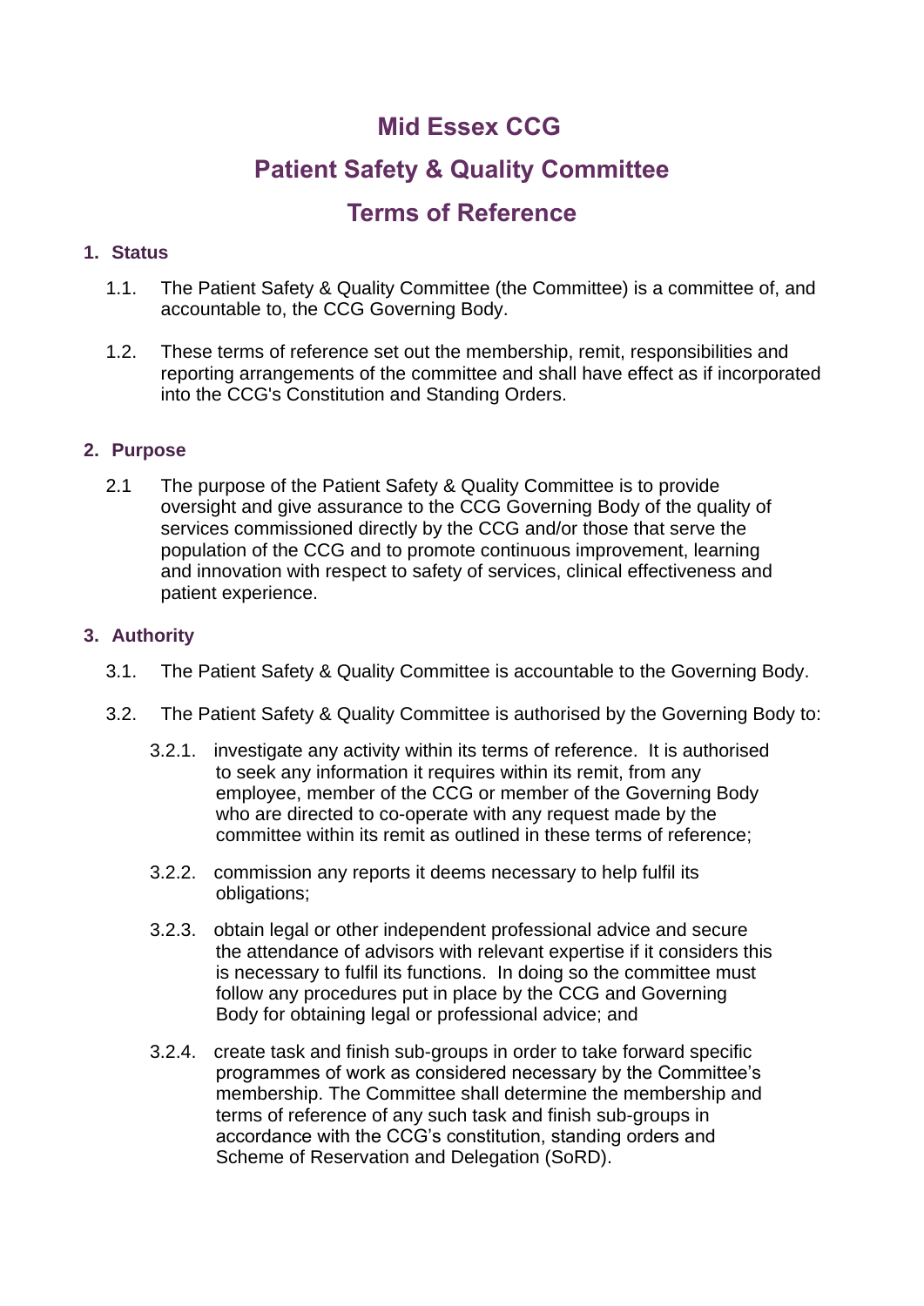# Mid Essex CCG

# Patient Safety & Quality Committee

# Terms of Reference

## 1. Status

1.1. The Patient Safety & Quality Committee (the Committee) is a committee of, and accountable to, the CCG Governing Body.

1.2. These terms of reference set out the membership, remit, responsibilities and reporting arrangements of the committee and shall have effect as if incorporated into the CCG's Constitution and Standing Orders.

## 2. Purpose

2.1 The purpose of the Patient Safety & Quality Committee is to provide oversight and give assurance to the CCG Governing Body of the quality of services commissioned directly by the CCG and/or those that serve the population of the CCG and to promote continuous improvement, learning and innovation with respect to safety of services, clinical effectiveness and patient experience.

## 3. Authority

3.1. The Patient Safety & Quality Committee is accountable to the Governing Body.

3.2. The Patient Safety & Quality Committee is authorised by the Governing Body to:

3.2.1. investigate any activity within its terms of reference. It is authorised to seek any information it requires within its remit, from any employee, member of the CCG or member of the Governing Body who are directed to co-operate with any request made by the committee within its remit as outlined in these terms of reference;

3.2.2. commission any reports it deems necessary to help fulfil its obligations;

3.2.3. obtain legal or other independent professional advice and secure the attendance of advisors with relevant expertise if it considers this is necessary to fulfil its functions. In doing so the committee must follow any procedures put in place by the CCG and Governing Body for obtaining legal or professional advice; and

3.2.4. create task and finish sub-groups in order to take forward specific programmes of work as considered necessary by the Committee's membership. The Committee shall determine the membership and terms of reference of any such task and finish sub-groups in accordance with the CCG's constitution, standing orders and Scheme of Reservation and Delegation (SoRD).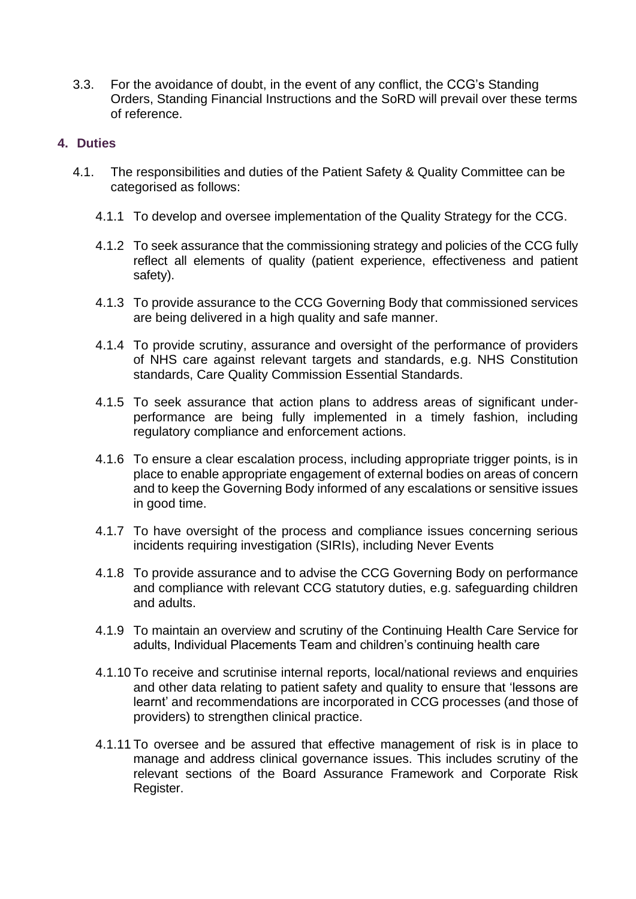3.3. For the avoidance of doubt, in the event of any conflict, the CCG's Standing Orders, Standing Financial Instructions and the SoRD will prevail over these terms of reference.

## 4. Duties

4.1. The responsibilities and duties of the Patient Safety & Quality Committee can be categorised as follows:

4.1.1 To develop and oversee implementation of the Quality Strategy for the CCG.

4.1.2 To seek assurance that the commissioning strategy and policies of the CCG fully reflect all elements of quality (patient experience, effectiveness and patient safety).

4.1.3 To provide assurance to the CCG Governing Body that commissioned services are being delivered in a high quality and safe manner.

4.1.4 To provide scrutiny, assurance and oversight of the performance of providers of NHS care against relevant targets and standards, e.g. NHS Constitution standards, Care Quality Commission Essential Standards.

4.1.5 To seek assurance that action plans to address areas of significant under-performance are being fully implemented in a timely fashion, including regulatory compliance and enforcement actions.

4.1.6 To ensure a clear escalation process, including appropriate trigger points, is in place to enable appropriate engagement of external bodies on areas of concern and to keep the Governing Body informed of any escalations or sensitive issues in good time.

4.1.7 To have oversight of the process and compliance issues concerning serious incidents requiring investigation (SIRIs), including Never Events

4.1.8 To provide assurance and to advise the CCG Governing Body on performance and compliance with relevant CCG statutory duties, e.g. safeguarding children and adults.

4.1.9 To maintain an overview and scrutiny of the Continuing Health Care Service for adults, Individual Placements Team and children's continuing health care

4.1.10 To receive and scrutinise internal reports, local/national reviews and enquiries and other data relating to patient safety and quality to ensure that 'lessons are learnt' and recommendations are incorporated in CCG processes (and those of providers) to strengthen clinical practice.

4.1.11 To oversee and be assured that effective management of risk is in place to manage and address clinical governance issues. This includes scrutiny of the relevant sections of the Board Assurance Framework and Corporate Risk Register.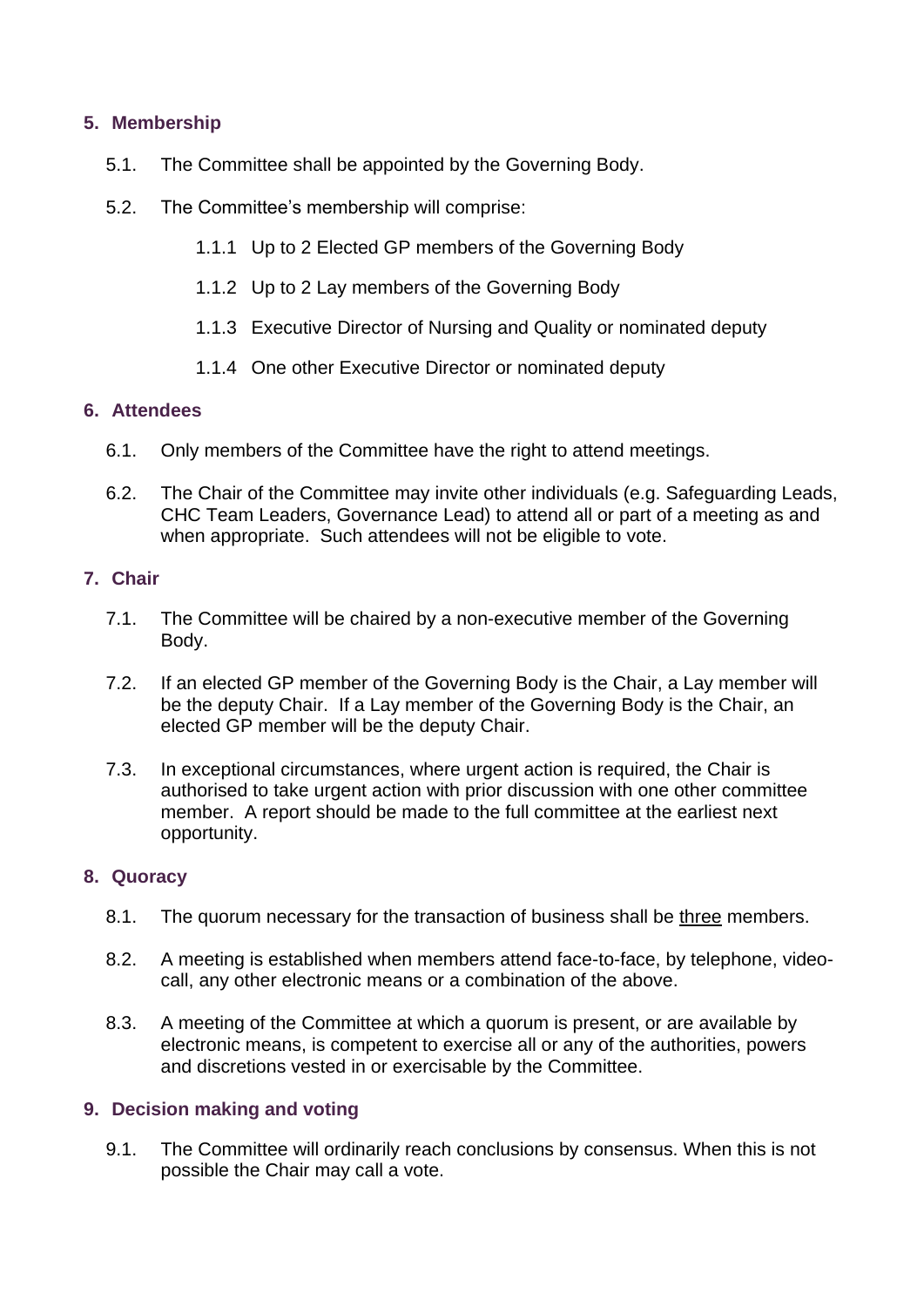## 5. Membership

5.1. The Committee shall be appointed by the Governing Body.

5.2. The Committee's membership will comprise:

- 1.1.1 Up to 2 Elected GP members of the Governing Body
- 1.1.2 Up to 2 Lay members of the Governing Body
- 1.1.3 Executive Director of Nursing and Quality or nominated deputy
- 1.1.4 One other Executive Director or nominated deputy

## 6. Attendees

6.1. Only members of the Committee have the right to attend meetings.

6.2. The Chair of the Committee may invite other individuals (e.g. Safeguarding Leads, CHC Team Leaders, Governance Lead) to attend all or part of a meeting as and when appropriate. Such attendees will not be eligible to vote.

## 7. Chair

7.1. The Committee will be chaired by a non-executive member of the Governing Body.

7.2. If an elected GP member of the Governing Body is the Chair, a Lay member will be the deputy Chair. If a Lay member of the Governing Body is the Chair, an elected GP member will be the deputy Chair.

7.3. In exceptional circumstances, where urgent action is required, the Chair is authorised to take urgent action with prior discussion with one other committee member. A report should be made to the full committee at the earliest next opportunity.

## 8. Quoracy

8.1. The quorum necessary for the transaction of business shall be <u>three</u> members.

8.2. A meeting is established when members attend face-to-face, by telephone, video-call, any other electronic means or a combination of the above.

8.3. A meeting of the Committee at which a quorum is present, or are available by electronic means, is competent to exercise all or any of the authorities, powers and discretions vested in or exercisable by the Committee.

## 9. Decision making and voting

9.1. The Committee will ordinarily reach conclusions by consensus. When this is not possible the Chair may call a vote.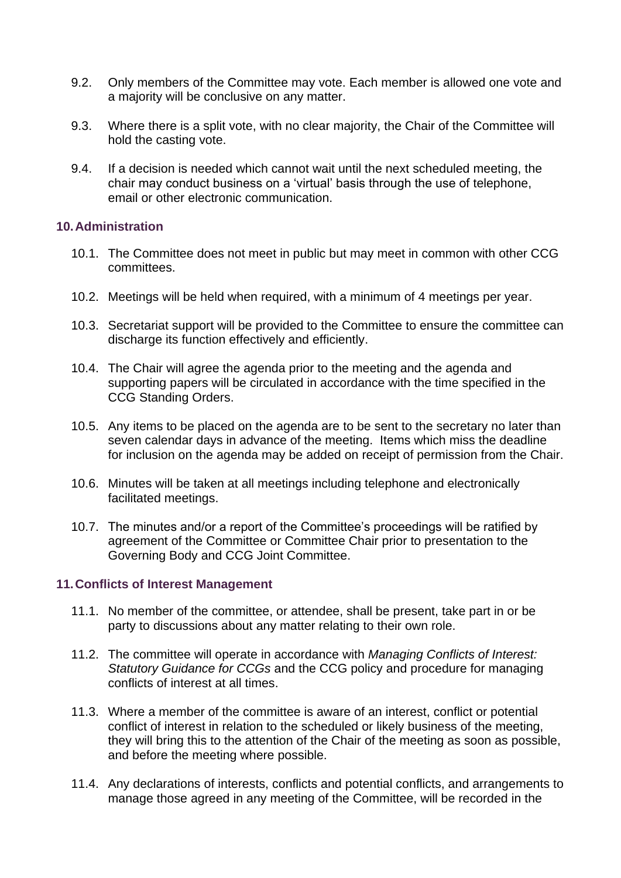9.2. Only members of the Committee may vote. Each member is allowed one vote and a majority will be conclusive on any matter.

9.3. Where there is a split vote, with no clear majority, the Chair of the Committee will hold the casting vote.

9.4. If a decision is needed which cannot wait until the next scheduled meeting, the chair may conduct business on a 'virtual' basis through the use of telephone, email or other electronic communication.

## 10. Administration

10.1. The Committee does not meet in public but may meet in common with other CCG committees.

10.2. Meetings will be held when required, with a minimum of 4 meetings per year.

10.3. Secretariat support will be provided to the Committee to ensure the committee can discharge its function effectively and efficiently.

10.4. The Chair will agree the agenda prior to the meeting and the agenda and supporting papers will be circulated in accordance with the time specified in the CCG Standing Orders.

10.5. Any items to be placed on the agenda are to be sent to the secretary no later than seven calendar days in advance of the meeting. Items which miss the deadline for inclusion on the agenda may be added on receipt of permission from the Chair.

10.6. Minutes will be taken at all meetings including telephone and electronically facilitated meetings.

10.7. The minutes and/or a report of the Committee's proceedings will be ratified by agreement of the Committee or Committee Chair prior to presentation to the Governing Body and CCG Joint Committee.

## 11. Conflicts of Interest Management

11.1. No member of the committee, or attendee, shall be present, take part in or be party to discussions about any matter relating to their own role.

11.2. The committee will operate in accordance with *Managing Conflicts of Interest: Statutory Guidance for CCGs* and the CCG policy and procedure for managing conflicts of interest at all times.

11.3. Where a member of the committee is aware of an interest, conflict or potential conflict of interest in relation to the scheduled or likely business of the meeting, they will bring this to the attention of the Chair of the meeting as soon as possible, and before the meeting where possible.

11.4. Any declarations of interests, conflicts and potential conflicts, and arrangements to manage those agreed in any meeting of the Committee, will be recorded in the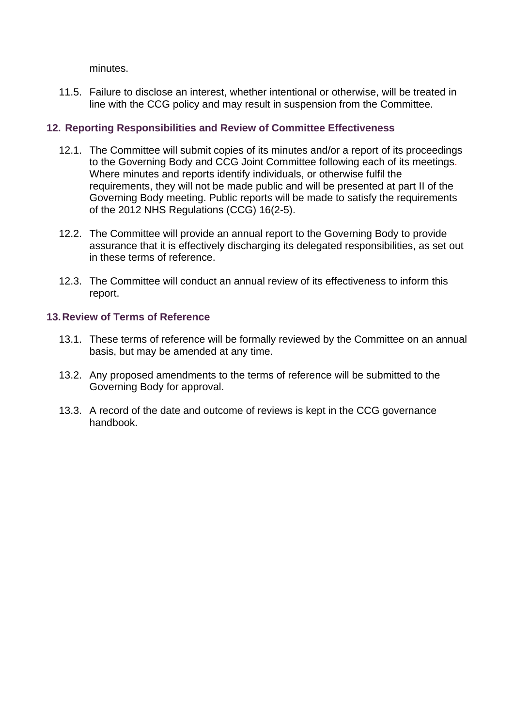minutes.

11.5. Failure to disclose an interest, whether intentional or otherwise, will be treated in line with the CCG policy and may result in suspension from the Committee.

## 12. Reporting Responsibilities and Review of Committee Effectiveness

12.1. The Committee will submit copies of its minutes and/or a report of its proceedings to the Governing Body and CCG Joint Committee following each of its meetings. Where minutes and reports identify individuals, or otherwise fulfil the requirements, they will not be made public and will be presented at part II of the Governing Body meeting. Public reports will be made to satisfy the requirements of the 2012 NHS Regulations (CCG) 16(2-5).

12.2. The Committee will provide an annual report to the Governing Body to provide assurance that it is effectively discharging its delegated responsibilities, as set out in these terms of reference.

12.3. The Committee will conduct an annual review of its effectiveness to inform this report.

## 13. Review of Terms of Reference

13.1. These terms of reference will be formally reviewed by the Committee on an annual basis, but may be amended at any time.

13.2. Any proposed amendments to the terms of reference will be submitted to the Governing Body for approval.

13.3. A record of the date and outcome of reviews is kept in the CCG governance handbook.